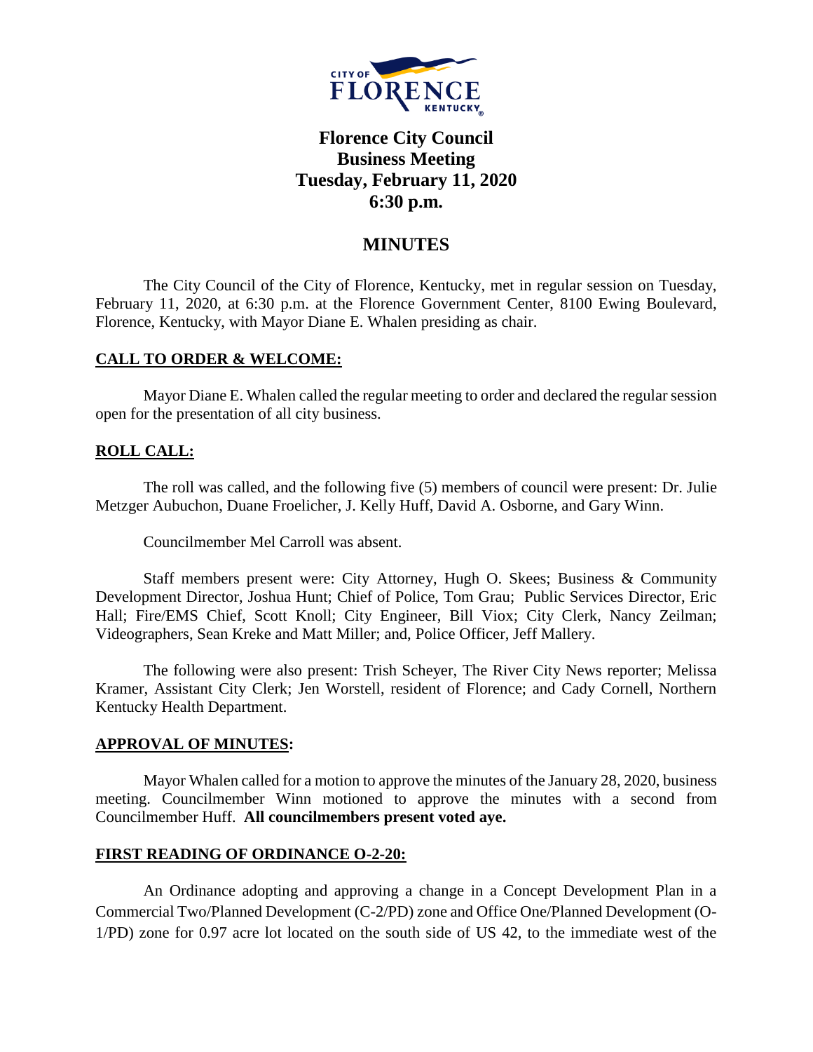# Florence City Council
## Business Meeting
## Tuesday, February 11, 2020
## 6:30 p.m.

## MINUTES

The City Council of the City of Florence, Kentucky, met in regular session on Tuesday, February 11, 2020, at 6:30 p.m. at the Florence Government Center, 8100 Ewing Boulevard, Florence, Kentucky, with Mayor Diane E. Whalen presiding as chair.

**CALL TO ORDER & WELCOME:**

Mayor Diane E. Whalen called the regular meeting to order and declared the regular session open for the presentation of all city business.

**ROLL CALL:**

The roll was called, and the following five (5) members of council were present: Dr. Julie Metzger Aubuchon, Duane Froelicher, J. Kelly Huff, David A. Osborne, and Gary Winn.

Councilmember Mel Carroll was absent.

Staff members present were: City Attorney, Hugh O. Skees; Business & Community Development Director, Joshua Hunt; Chief of Police, Tom Grau; Public Services Director, Eric Hall; Fire/EMS Chief, Scott Knoll; City Engineer, Bill Viox; City Clerk, Nancy Zeilman; Videographers, Sean Kreke and Matt Miller; and, Police Officer, Jeff Mallery.

The following were also present: Trish Scheyer, The River City News reporter; Melissa Kramer, Assistant City Clerk; Jen Worstell, resident of Florence; and Cady Cornell, Northern Kentucky Health Department.

**APPROVAL OF MINUTES:**

Mayor Whalen called for a motion to approve the minutes of the January 28, 2020, business meeting. Councilmember Winn motioned to approve the minutes with a second from Councilmember Huff. **All councilmembers present voted aye.**

**FIRST READING OF ORDINANCE O-2-20:**

An Ordinance adopting and approving a change in a Concept Development Plan in a Commercial Two/Planned Development (C-2/PD) zone and Office One/Planned Development (O-1/PD) zone for 0.97 acre lot located on the south side of US 42, to the immediate west of the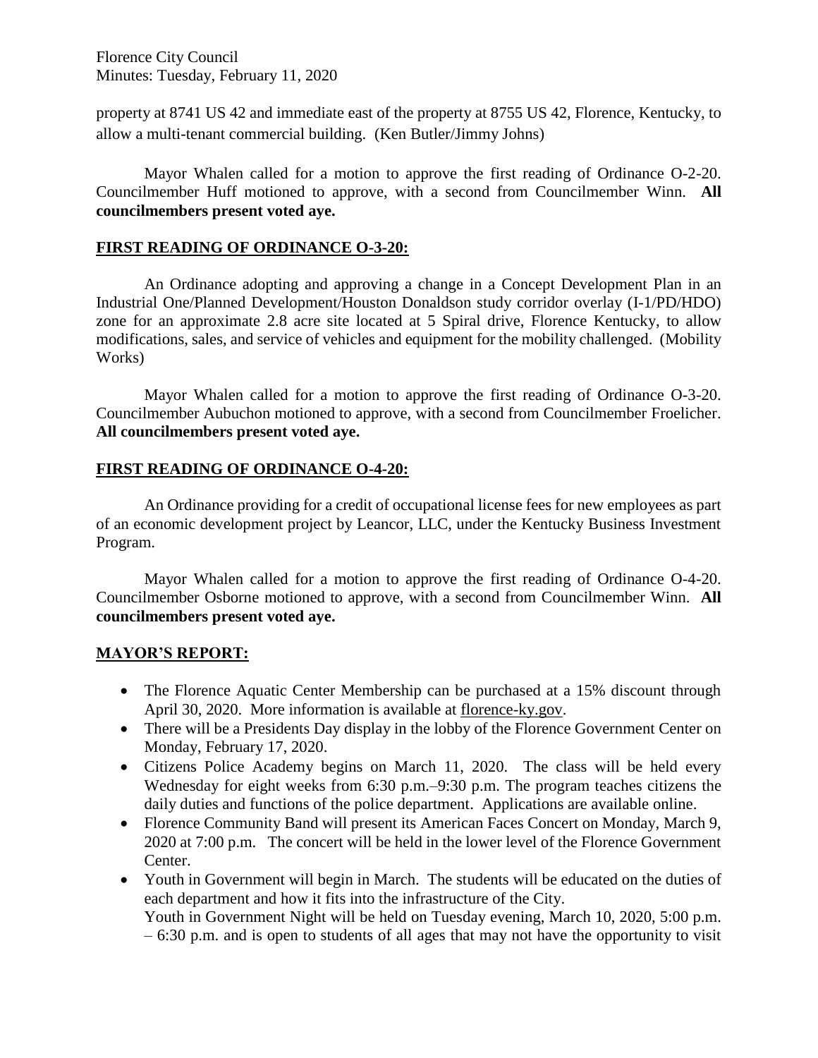property at 8741 US 42 and immediate east of the property at 8755 US 42, Florence, Kentucky, to allow a multi-tenant commercial building. (Ken Butler/Jimmy Johns)

Mayor Whalen called for a motion to approve the first reading of Ordinance O-2-20. Councilmember Huff motioned to approve, with a second from Councilmember Winn. **All councilmembers present voted aye.**

## FIRST READING OF ORDINANCE O-3-20:

An Ordinance adopting and approving a change in a Concept Development Plan in an Industrial One/Planned Development/Houston Donaldson study corridor overlay (I-1/PD/HDO) zone for an approximate 2.8 acre site located at 5 Spiral drive, Florence Kentucky, to allow modifications, sales, and service of vehicles and equipment for the mobility challenged. (Mobility Works)

Mayor Whalen called for a motion to approve the first reading of Ordinance O-3-20. Councilmember Aubuchon motioned to approve, with a second from Councilmember Froelicher. **All councilmembers present voted aye.**

## FIRST READING OF ORDINANCE O-4-20:

An Ordinance providing for a credit of occupational license fees for new employees as part of an economic development project by Leancor, LLC, under the Kentucky Business Investment Program.

Mayor Whalen called for a motion to approve the first reading of Ordinance O-4-20. Councilmember Osborne motioned to approve, with a second from Councilmember Winn. **All councilmembers present voted aye.**

## MAYOR'S REPORT:

- The Florence Aquatic Center Membership can be purchased at a 15% discount through April 30, 2020. More information is available at florence-ky.gov.
- There will be a Presidents Day display in the lobby of the Florence Government Center on Monday, February 17, 2020.
- Citizens Police Academy begins on March 11, 2020. The class will be held every Wednesday for eight weeks from 6:30 p.m.–9:30 p.m. The program teaches citizens the daily duties and functions of the police department. Applications are available online.
- Florence Community Band will present its American Faces Concert on Monday, March 9, 2020 at 7:00 p.m. The concert will be held in the lower level of the Florence Government Center.
- Youth in Government will begin in March. The students will be educated on the duties of each department and how it fits into the infrastructure of the City.
  Youth in Government Night will be held on Tuesday evening, March 10, 2020, 5:00 p.m. – 6:30 p.m. and is open to students of all ages that may not have the opportunity to visit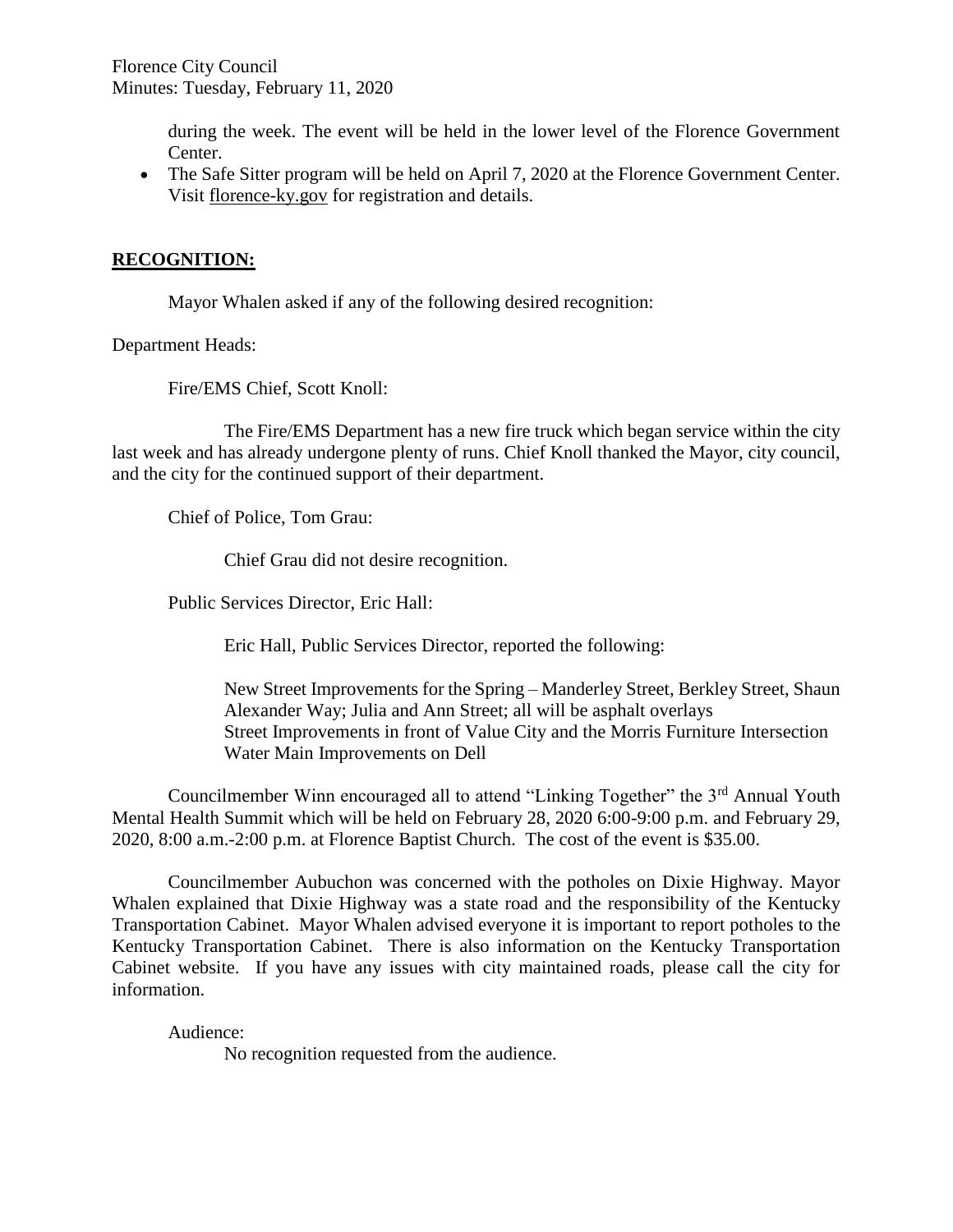during the week. The event will be held in the lower level of the Florence Government Center.

- The Safe Sitter program will be held on April 7, 2020 at the Florence Government Center. Visit florence-ky.gov for registration and details.

## **RECOGNITION:**

Mayor Whalen asked if any of the following desired recognition:

Department Heads:

Fire/EMS Chief, Scott Knoll:

The Fire/EMS Department has a new fire truck which began service within the city last week and has already undergone plenty of runs. Chief Knoll thanked the Mayor, city council, and the city for the continued support of their department.

Chief of Police, Tom Grau:

Chief Grau did not desire recognition.

Public Services Director, Eric Hall:

Eric Hall, Public Services Director, reported the following:

New Street Improvements for the Spring – Manderley Street, Berkley Street, Shaun Alexander Way; Julia and Ann Street; all will be asphalt overlays
Street Improvements in front of Value City and the Morris Furniture Intersection
Water Main Improvements on Dell

Councilmember Winn encouraged all to attend "Linking Together" the 3rd Annual Youth Mental Health Summit which will be held on February 28, 2020 6:00-9:00 p.m. and February 29, 2020, 8:00 a.m.-2:00 p.m. at Florence Baptist Church. The cost of the event is $35.00.

Councilmember Aubuchon was concerned with the potholes on Dixie Highway. Mayor Whalen explained that Dixie Highway was a state road and the responsibility of the Kentucky Transportation Cabinet. Mayor Whalen advised everyone it is important to report potholes to the Kentucky Transportation Cabinet. There is also information on the Kentucky Transportation Cabinet website. If you have any issues with city maintained roads, please call the city for information.

Audience:

No recognition requested from the audience.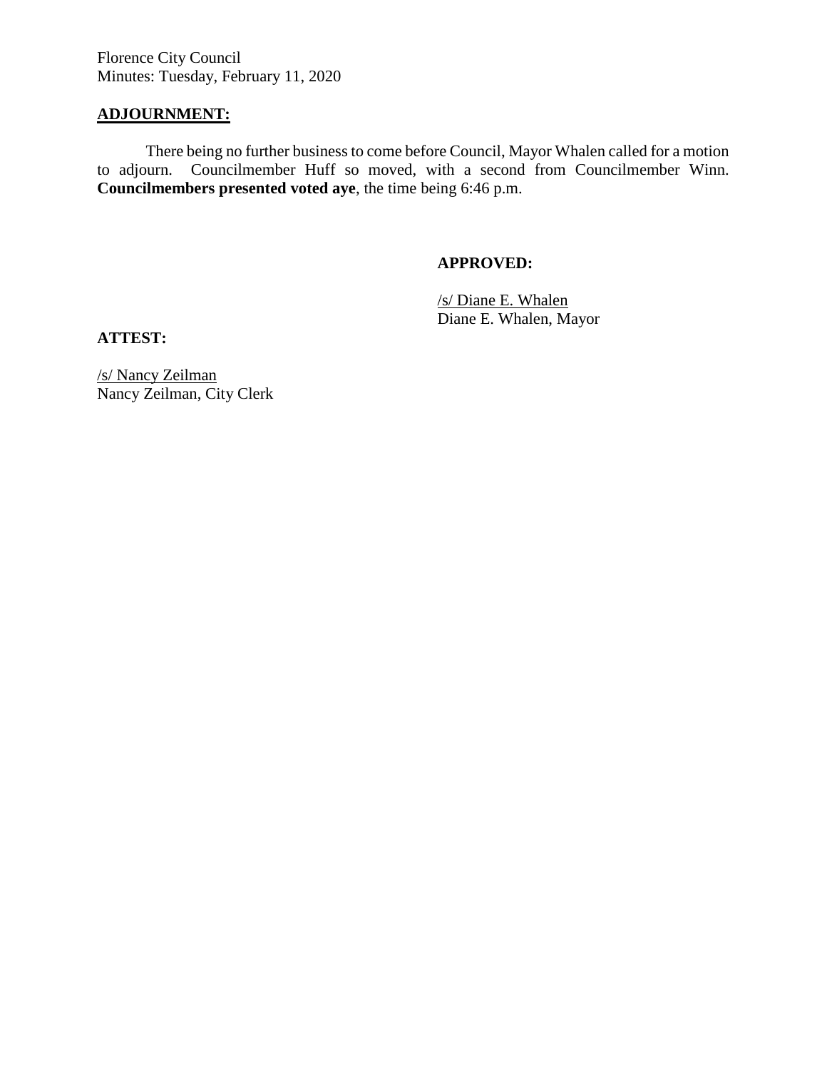**ADJOURNMENT:**

There being no further business to come before Council, Mayor Whalen called for a motion to adjourn. Councilmember Huff so moved, with a second from Councilmember Winn. **Councilmembers presented voted aye**, the time being 6:46 p.m.

**APPROVED:**

/s/ Diane E. Whalen
Diane E. Whalen, Mayor

**ATTEST:**

/s/ Nancy Zeilman
Nancy Zeilman, City Clerk